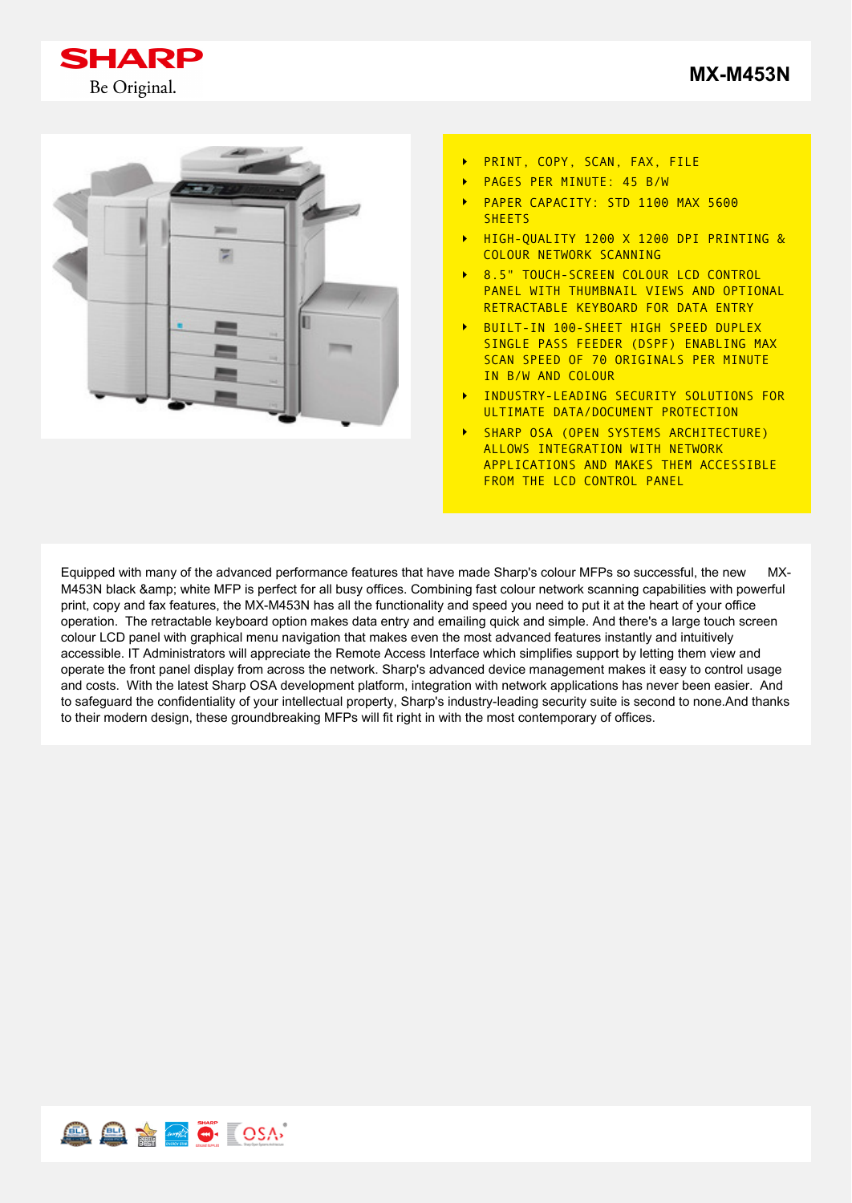# SHARP

Be Original.

## MX-M453N

- PRINT, COPY, SCAN, FAX, FILE
- PAGES PER MINUTE: 45 B/W
- PAPER CAPACITY: STD 1100 MAX 5600 SHEETS
- HIGH-QUALITY 1200 X 1200 DPI PRINTING & COLOUR NETWORK SCANNING
- 8.5" TOUCH-SCREEN COLOUR LCD CONTROL PANEL WITH THUMBNAIL VIEWS AND OPTIONAL RETRACTABLE KEYBOARD FOR DATA ENTRY
- BUILT-IN 100-SHEET HIGH SPEED DUPLEX SINGLE PASS FEEDER (DSPF) ENABLING MAX SCAN SPEED OF 70 ORIGINALS PER MINUTE IN B/W AND COLOUR
- INDUSTRY-LEADING SECURITY SOLUTIONS FOR ULTIMATE DATA/DOCUMENT PROTECTION
- SHARP OSA (OPEN SYSTEMS ARCHITECTURE) ALLOWS INTEGRATION WITH NETWORK APPLICATIONS AND MAKES THEM ACCESSIBLE FROM THE LCD CONTROL PANEL

Equipped with many of the advanced performance features that have made Sharp's colour MFPs so successful, the new MX-M453N black &amp; white MFP is perfect for all busy offices. Combining fast colour network scanning capabilities with powerful print, copy and fax features, the MX-M453N has all the functionality and speed you need to put it at the heart of your office operation. The retractable keyboard option makes data entry and emailing quick and simple. And there's a large touch screen colour LCD panel with graphical menu navigation that makes even the most advanced features instantly and intuitively accessible. IT Administrators will appreciate the Remote Access Interface which simplifies support by letting them view and operate the front panel display from across the network. Sharp's advanced device management makes it easy to control usage and costs. With the latest Sharp OSA development platform, integration with network applications has never been easier. And to safeguard the confidentiality of your intellectual property, Sharp's industry-leading security suite is second to none.And thanks to their modern design, these groundbreaking MFPs will fit right in with the most contemporary of offices.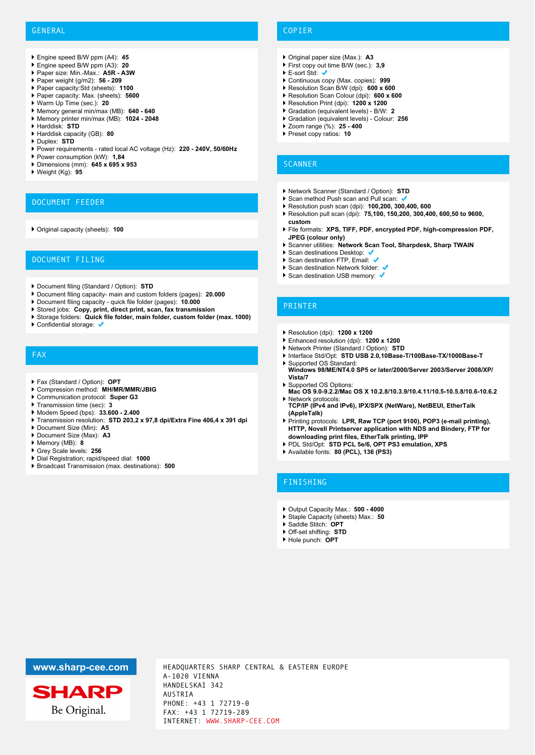## GENERAL

- Engine speed B/W ppm (A4): **45**
- Engine speed B/W ppm (A3): **20**
- Paper size: Min.-Max.: **A5R - A3W**
- Paper weight (g/m2): **56 - 209**
- Paper capacity:Std (sheets): **1100**
- Paper capacity: Max. (sheets): **5600**
- Warm Up Time (sec.): **20**
- Memory general min/max (MB): **640 - 640**
- Memory printer min/max (MB): **1024 - 2048**
- Harddisk: **STD**
- Harddisk capacity (GB): **80**
- Duplex: **STD**
- Power requirements - rated local AC voltage (Hz): **220 - 240V, 50/60Hz**
- Power consumption (kW): **1,84**
- Dimensions (mm): **645 x 695 x 953**
- Weight (Kg): **95**

## DOCUMENT FEEDER

- Original capacity (sheets): **100**

## DOCUMENT FILING

- Document filing (Standard / Option): **STD**
- Document filing capacity- main and custom folders (pages): **20.000**
- Document filing capacity - quick file folder (pages): **10.000**
- Stored jobs: **Copy, print, direct print, scan, fax transmission**
- Storage folders: **Quick file folder, main folder, custom folder (max. 1000)**
- Confidential storage: ✓

## FAX

- Fax (Standard / Option): **OPT**
- Compression method: **MH/MR/MMR/JBIG**
- Communication protocol: **Super G3**
- Transmission time (sec): **3**
- Modem Speed (bps): **33.600 - 2.400**
- Transmission resolution: **STD 203,2 x 97,8 dpi/Extra Fine 406,4 x 391 dpi**
- Document Size (Min): **A5**
- Document Size (Max): **A3**
- Memory (MB): **8**
- Grey Scale levels: **256**
- Dial Registration; rapid/speed dial: **1000**
- Broadcast Transmission (max. destinations): **500**

## COPIER

- Original paper size (Max.): **A3**
- First copy out time B/W (sec.): **3,9**
- E-sort Std: ✓
- Continuous copy (Max. copies): **999**
- Resolution Scan B/W (dpi): **600 x 600**
- Resolution Scan Colour (dpi): **600 x 600**
- Resolution Print (dpi): **1200 x 1200**
- Gradation (equivalent levels) - B/W: **2**
- Gradation (equivalent levels) - Colour: **256**
- Zoom range (%): **25 - 400**
- Preset copy ratios: **10**

## SCANNER

- Network Scanner (Standard / Option): **STD**
- Scan method Push scan and Pull scan: ✓
- Resolution push scan (dpi): **100,200, 300,400, 600**
- Resolution pull scan (dpi): **75,100, 150,200, 300,400, 600,50 to 9600, custom**
- File formats: **XPS, TIFF, PDF, encrypted PDF, high-compression PDF, JPEG (colour only)**
- Scanner utilities: **Network Scan Tool, Sharpdesk, Sharp TWAIN**
- Scan destinations Desktop: ✓
- Scan destination FTP, Email: ✓
- Scan destination Network folder: ✓
- Scan destination USB memory: ✓

## PRINTER

- Resolution (dpi): **1200 x 1200**
- Enhanced resolution (dpi): **1200 x 1200**
- Network Printer (Standard / Option): **STD**
- Interface Std/Opt: **STD USB 2.0,10Base-T/100Base-TX/1000Base-T**
- Supported OS Standard: **Windows 98/ME/NT4.0 SP5 or later/2000/Server 2003/Server 2008/XP/Vista/7**
- Supported OS Options: **Mac OS 9.0-9.2.2/Mac OS X 10.2.8/10.3.9/10.4.11/10.5-10.5.8/10.6-10.6.2**
- Network protocols: **TCP/IP (IPv4 and IPv6), IPX/SPX (NetWare), NetBEUI, EtherTalk (AppleTalk)**
- Printing protocols: **LPR, Raw TCP (port 9100), POP3 (e-mail printing), HTTP, Novell Printserver application with NDS and Bindery, FTP for downloading print files, EtherTalk printing, IPP**
- PDL Std/Opt: **STD PCL 5e/6, OPT PS3 emulation, XPS**
- Available fonts: **80 (PCL), 136 (PS3)**

## FINISHING

- Output Capacity Max.: **500 - 4000**
- Staple Capacity (sheets) Max.: **50**
- Saddle Stitch: **OPT**
- Off-set shifting: **STD**
- Hole punch: **OPT**

**www.sharp-cee.com**

SHARP
Be Original.

HEADQUARTERS SHARP CENTRAL & EASTERN EUROPE
A-1020 VIENNA
HANDELSKAI 342
AUSTRIA
PHONE: +43 1 72719-0
FAX: +43 1 72719-289
INTERNET: WWW.SHARP-CEE.COM